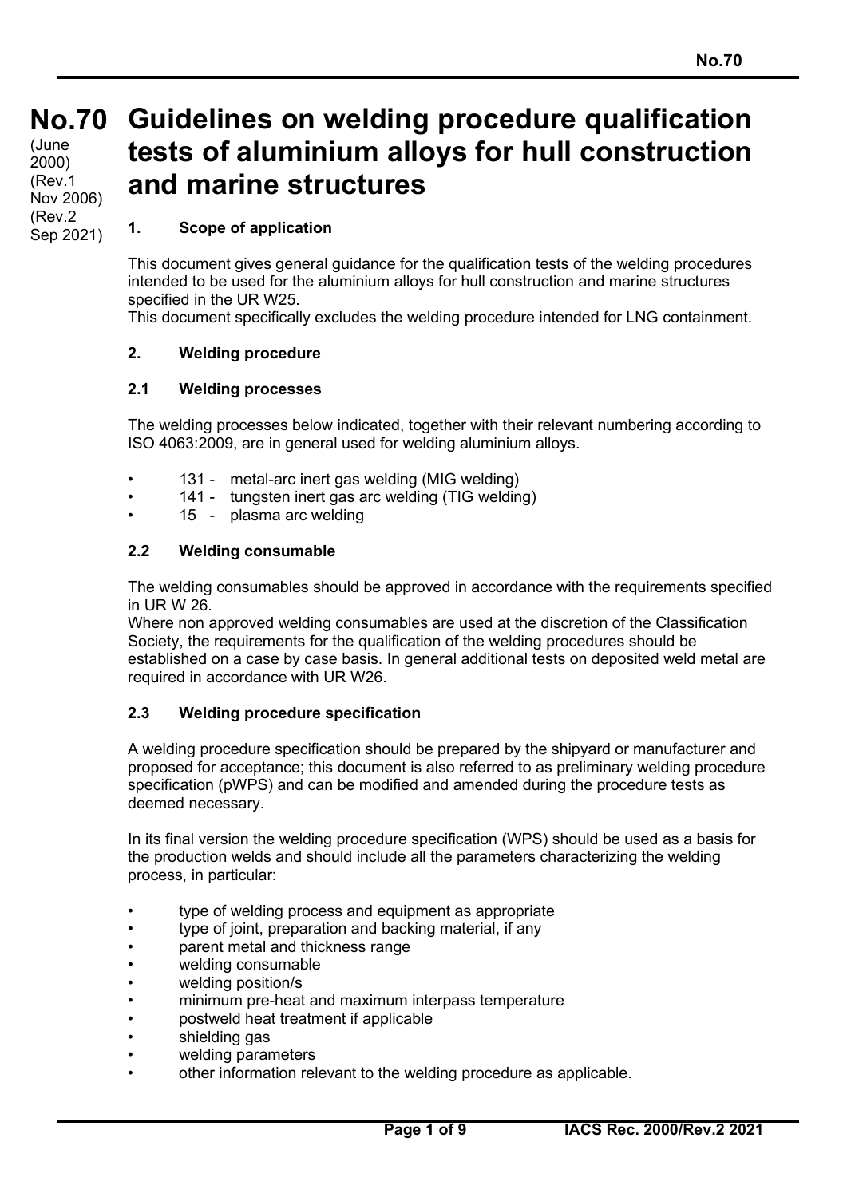# No.70 Guidelines on welding procedure qualification tests of aluminium alloys for hull construction and marine structures

(June 2000)
(Rev.1 Nov 2006)
(Rev.2 Sep 2021)

## 1. Scope of application

This document gives general guidance for the qualification tests of the welding procedures intended to be used for the aluminium alloys for hull construction and marine structures specified in the UR W25.
This document specifically excludes the welding procedure intended for LNG containment.

## 2. Welding procedure

### 2.1 Welding processes

The welding processes below indicated, together with their relevant numbering according to ISO 4063:2009, are in general used for welding aluminium alloys.

- 131 - metal-arc inert gas welding (MIG welding)
- 141 - tungsten inert gas arc welding (TIG welding)
- 15 - plasma arc welding

### 2.2 Welding consumable

The welding consumables should be approved in accordance with the requirements specified in UR W 26.
Where non approved welding consumables are used at the discretion of the Classification Society, the requirements for the qualification of the welding procedures should be established on a case by case basis. In general additional tests on deposited weld metal are required in accordance with UR W26.

### 2.3 Welding procedure specification

A welding procedure specification should be prepared by the shipyard or manufacturer and proposed for acceptance; this document is also referred to as preliminary welding procedure specification (pWPS) and can be modified and amended during the procedure tests as deemed necessary.

In its final version the welding procedure specification (WPS) should be used as a basis for the production welds and should include all the parameters characterizing the welding process, in particular:

- type of welding process and equipment as appropriate
- type of joint, preparation and backing material, if any
- parent metal and thickness range
- welding consumable
- welding position/s
- minimum pre-heat and maximum interpass temperature
- postweld heat treatment if applicable
- shielding gas
- welding parameters
- other information relevant to the welding procedure as applicable.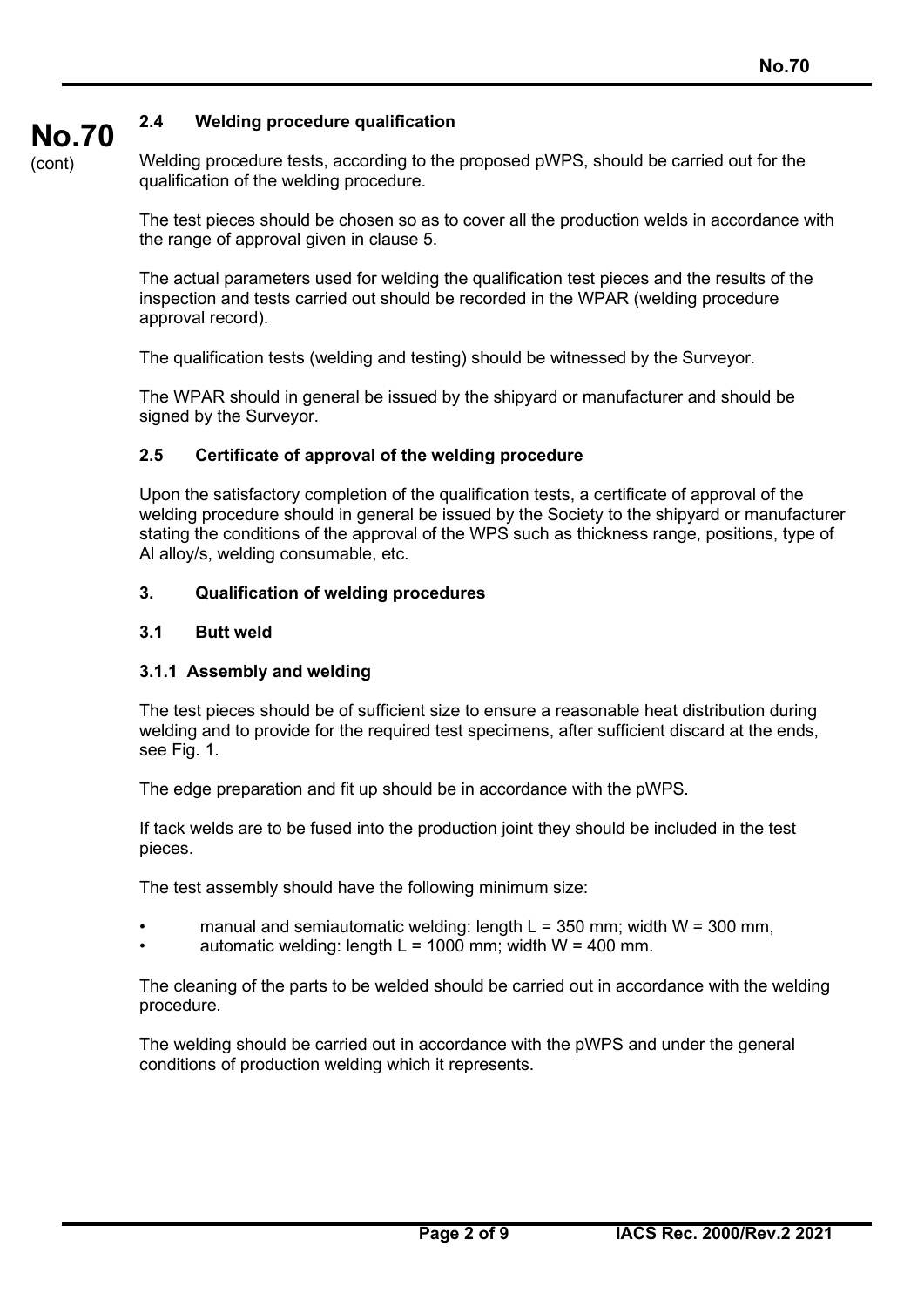### 2.4 Welding procedure qualification

Welding procedure tests, according to the proposed pWPS, should be carried out for the qualification of the welding procedure.

The test pieces should be chosen so as to cover all the production welds in accordance with the range of approval given in clause 5.

The actual parameters used for welding the qualification test pieces and the results of the inspection and tests carried out should be recorded in the WPAR (welding procedure approval record).

The qualification tests (welding and testing) should be witnessed by the Surveyor.

The WPAR should in general be issued by the shipyard or manufacturer and should be signed by the Surveyor.

### 2.5 Certificate of approval of the welding procedure

Upon the satisfactory completion of the qualification tests, a certificate of approval of the welding procedure should in general be issued by the Society to the shipyard or manufacturer stating the conditions of the approval of the WPS such as thickness range, positions, type of Al alloy/s, welding consumable, etc.

## 3. Qualification of welding procedures

### 3.1 Butt weld

#### 3.1.1 Assembly and welding

The test pieces should be of sufficient size to ensure a reasonable heat distribution during welding and to provide for the required test specimens, after sufficient discard at the ends, see Fig. 1.

The edge preparation and fit up should be in accordance with the pWPS.

If tack welds are to be fused into the production joint they should be included in the test pieces.

The test assembly should have the following minimum size:

- manual and semiautomatic welding: length L = 350 mm; width W = 300 mm,
- automatic welding: length L = 1000 mm; width W = 400 mm.

The cleaning of the parts to be welded should be carried out in accordance with the welding procedure.

The welding should be carried out in accordance with the pWPS and under the general conditions of production welding which it represents.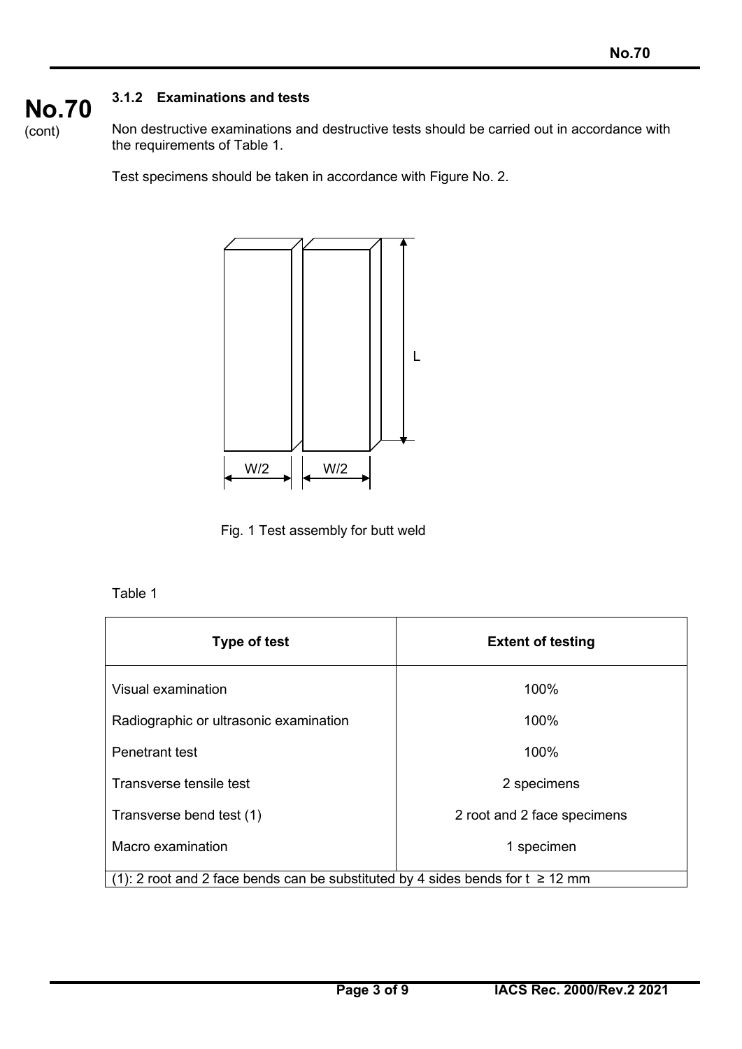### 3.1.2 Examinations and tests

Non destructive examinations and destructive tests should be carried out in accordance with the requirements of Table 1.

Test specimens should be taken in accordance with Figure No. 2.

Fig. 1 Test assembly for butt weld

Table 1

| Type of test | Extent of testing |
| --- | --- |
| Visual examination | 100% |
| Radiographic or ultrasonic examination | 100% |
| Penetrant test | 100% |
| Transverse tensile test | 2 specimens |
| Transverse bend test (1) | 2 root and 2 face specimens |
| Macro examination | 1 specimen |

(1): 2 root and 2 face bends can be substituted by 4 sides bends for $t \geq 12$ mm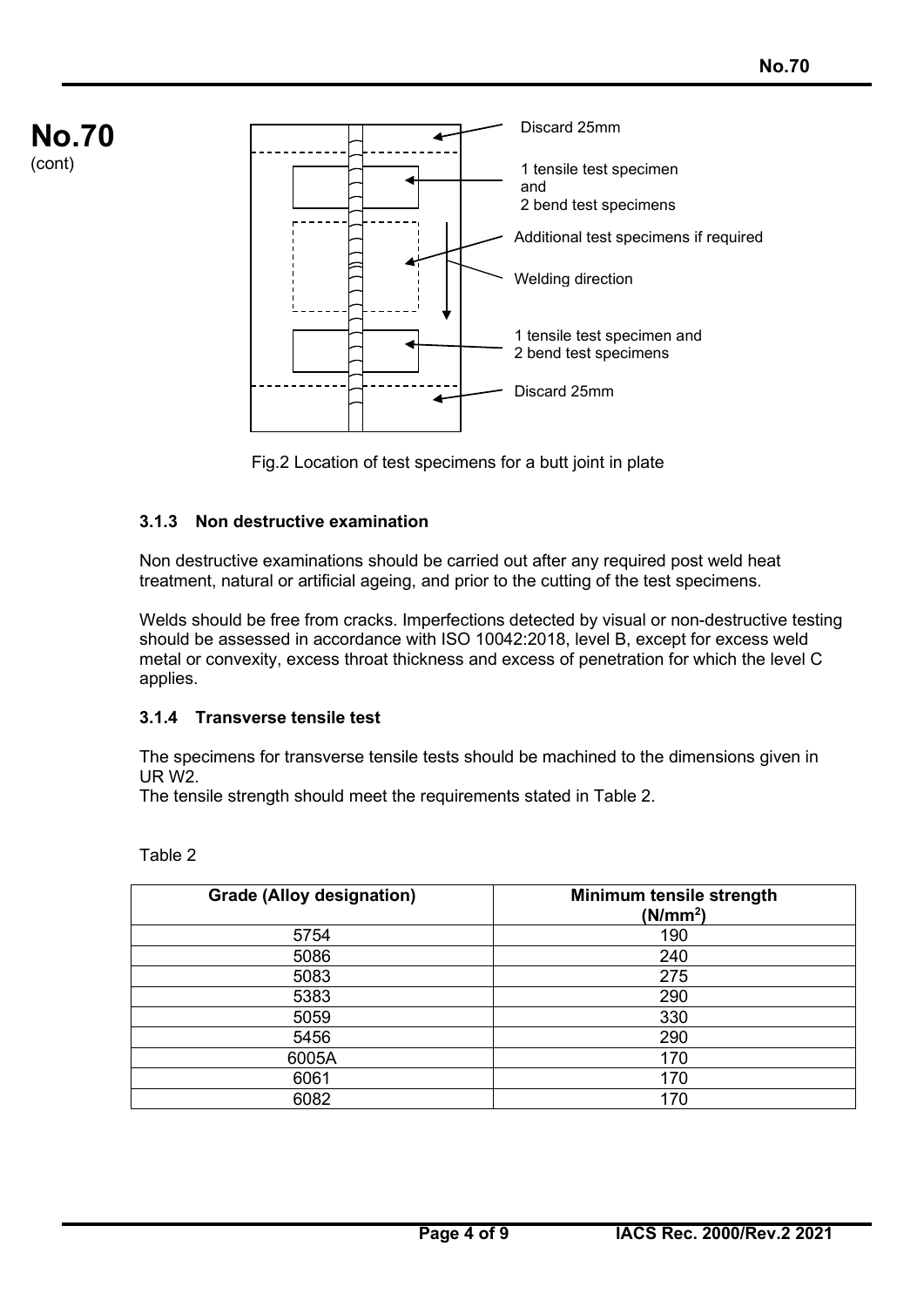Discard 25mm

1 tensile test specimen and 2 bend test specimens

Additional test specimens if required

Welding direction

1 tensile test specimen and 2 bend test specimens

Discard 25mm

Fig.2 Location of test specimens for a butt joint in plate

### 3.1.3 Non destructive examination

Non destructive examinations should be carried out after any required post weld heat treatment, natural or artificial ageing, and prior to the cutting of the test specimens.

Welds should be free from cracks. Imperfections detected by visual or non-destructive testing should be assessed in accordance with ISO 10042:2018, level B, except for excess weld metal or convexity, excess throat thickness and excess of penetration for which the level C applies.

### 3.1.4 Transverse tensile test

The specimens for transverse tensile tests should be machined to the dimensions given in UR W2.
The tensile strength should meet the requirements stated in Table 2.

Table 2

| Grade (Alloy designation) | Minimum tensile strength ($N/mm^2$) |
|---|---|
| 5754 | 190 |
| 5086 | 240 |
| 5083 | 275 |
| 5383 | 290 |
| 5059 | 330 |
| 5456 | 290 |
| 6005A | 170 |
| 6061 | 170 |
| 6082 | 170 |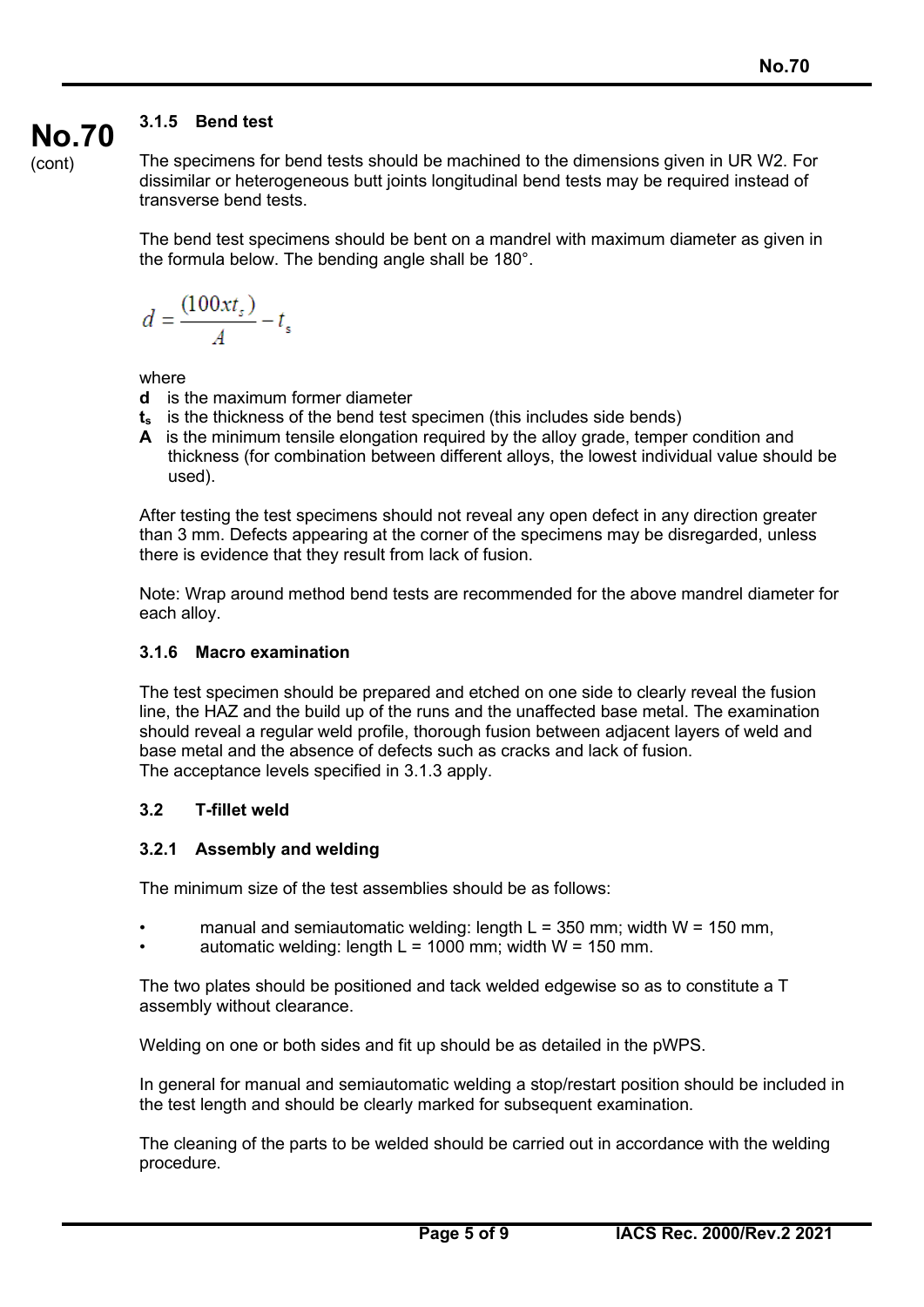### 3.1.5 Bend test

The specimens for bend tests should be machined to the dimensions given in UR W2. For dissimilar or heterogeneous butt joints longitudinal bend tests may be required instead of transverse bend tests.

The bend test specimens should be bent on a mandrel with maximum diameter as given in the formula below. The bending angle shall be 180°.

$$d = \frac{(100xt_s)}{A} - t_s$$

where

- **d** is the maximum former diameter
- $\mathbf{t_s}$ is the thickness of the bend test specimen (this includes side bends)
- **A** is the minimum tensile elongation required by the alloy grade, temper condition and thickness (for combination between different alloys, the lowest individual value should be used).

After testing the test specimens should not reveal any open defect in any direction greater than 3 mm. Defects appearing at the corner of the specimens may be disregarded, unless there is evidence that they result from lack of fusion.

Note: Wrap around method bend tests are recommended for the above mandrel diameter for each alloy.

### 3.1.6 Macro examination

The test specimen should be prepared and etched on one side to clearly reveal the fusion line, the HAZ and the build up of the runs and the unaffected base metal. The examination should reveal a regular weld profile, thorough fusion between adjacent layers of weld and base metal and the absence of defects such as cracks and lack of fusion.
The acceptance levels specified in 3.1.3 apply.

## 3.2 T-fillet weld

### 3.2.1 Assembly and welding

The minimum size of the test assemblies should be as follows:

- manual and semiautomatic welding: length L = 350 mm; width W = 150 mm,
- automatic welding: length L = 1000 mm; width W = 150 mm.

The two plates should be positioned and tack welded edgewise so as to constitute a T assembly without clearance.

Welding on one or both sides and fit up should be as detailed in the pWPS.

In general for manual and semiautomatic welding a stop/restart position should be included in the test length and should be clearly marked for subsequent examination.

The cleaning of the parts to be welded should be carried out in accordance with the welding procedure.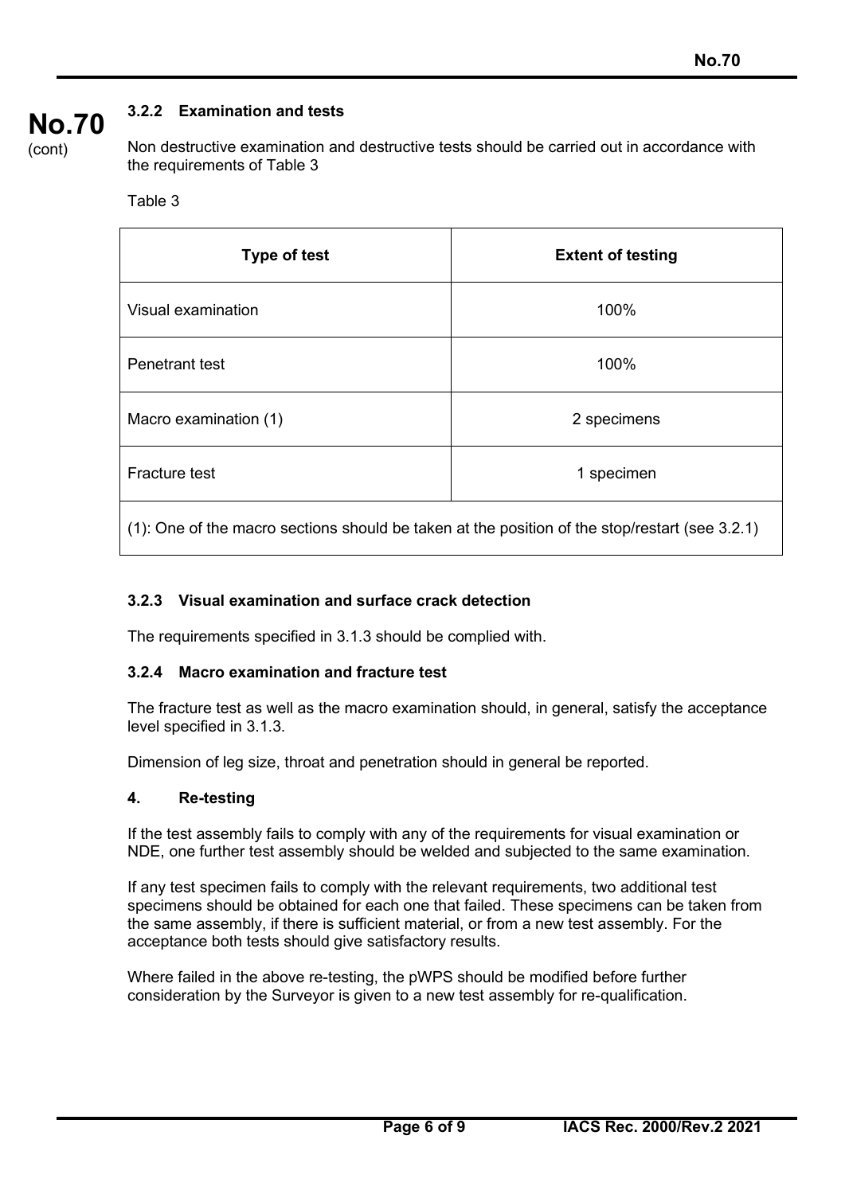#### 3.2.2 Examination and tests

Non destructive examination and destructive tests should be carried out in accordance with the requirements of Table 3

Table 3

| Type of test | Extent of testing |
|---|---|
| Visual examination | 100% |
| Penetrant test | 100% |
| Macro examination (1) | 2 specimens |
| Fracture test | 1 specimen |
| (1): One of the macro sections should be taken at the position of the stop/restart (see 3.2.1) | |

#### 3.2.3 Visual examination and surface crack detection

The requirements specified in 3.1.3 should be complied with.

#### 3.2.4 Macro examination and fracture test

The fracture test as well as the macro examination should, in general, satisfy the acceptance level specified in 3.1.3.

Dimension of leg size, throat and penetration should in general be reported.

## 4. Re-testing

If the test assembly fails to comply with any of the requirements for visual examination or NDE, one further test assembly should be welded and subjected to the same examination.

If any test specimen fails to comply with the relevant requirements, two additional test specimens should be obtained for each one that failed. These specimens can be taken from the same assembly, if there is sufficient material, or from a new test assembly. For the acceptance both tests should give satisfactory results.

Where failed in the above re-testing, the pWPS should be modified before further consideration by the Surveyor is given to a new test assembly for re-qualification.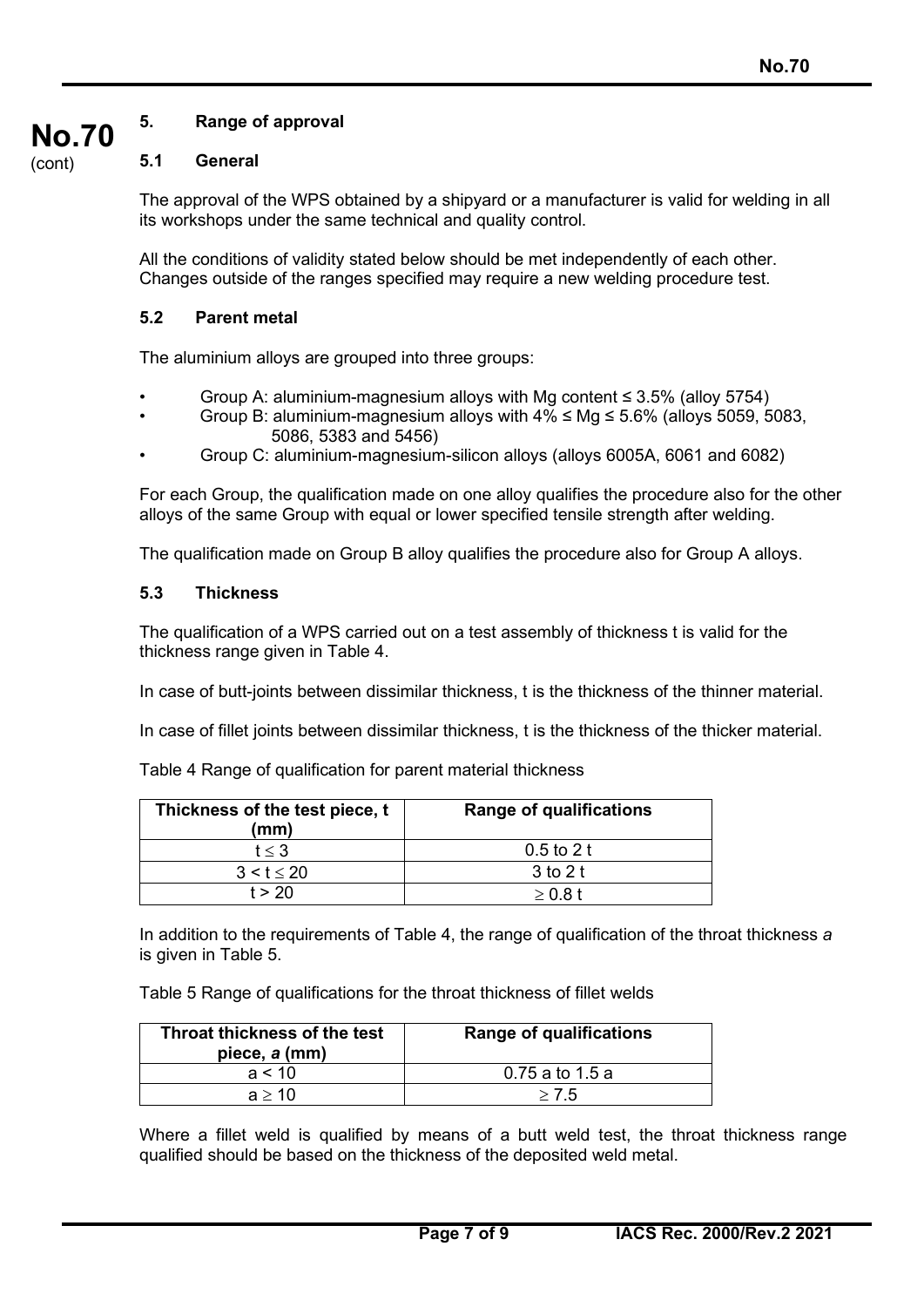## 5. Range of approval

### 5.1 General

The approval of the WPS obtained by a shipyard or a manufacturer is valid for welding in all its workshops under the same technical and quality control.

All the conditions of validity stated below should be met independently of each other. Changes outside of the ranges specified may require a new welding procedure test.

### 5.2 Parent metal

The aluminium alloys are grouped into three groups:

- Group A: aluminium-magnesium alloys with Mg content ≤ 3.5% (alloy 5754)
- Group B: aluminium-magnesium alloys with 4% ≤ Mg ≤ 5.6% (alloys 5059, 5083, 5086, 5383 and 5456)
- Group C: aluminium-magnesium-silicon alloys (alloys 6005A, 6061 and 6082)

For each Group, the qualification made on one alloy qualifies the procedure also for the other alloys of the same Group with equal or lower specified tensile strength after welding.

The qualification made on Group B alloy qualifies the procedure also for Group A alloys.

### 5.3 Thickness

The qualification of a WPS carried out on a test assembly of thickness t is valid for the thickness range given in Table 4.

In case of butt-joints between dissimilar thickness, t is the thickness of the thinner material.

In case of fillet joints between dissimilar thickness, t is the thickness of the thicker material.

Table 4 Range of qualification for parent material thickness

| Thickness of the test piece, t (mm) | Range of qualifications |
|---|---|
| $t \leq 3$ | 0.5 to 2 t |
| $3 < t \leq 20$ | 3 to 2 t |
| $t > 20$ | $\geq 0.8$ t |

In addition to the requirements of Table 4, the range of qualification of the throat thickness *a* is given in Table 5.

Table 5 Range of qualifications for the throat thickness of fillet welds

| Throat thickness of the test piece, *a* (mm) | Range of qualifications |
|---|---|
| $a < 10$ | 0.75 a to 1.5 a |
| $a \geq 10$ | $\geq 7.5$ |

Where a fillet weld is qualified by means of a butt weld test, the throat thickness range qualified should be based on the thickness of the deposited weld metal.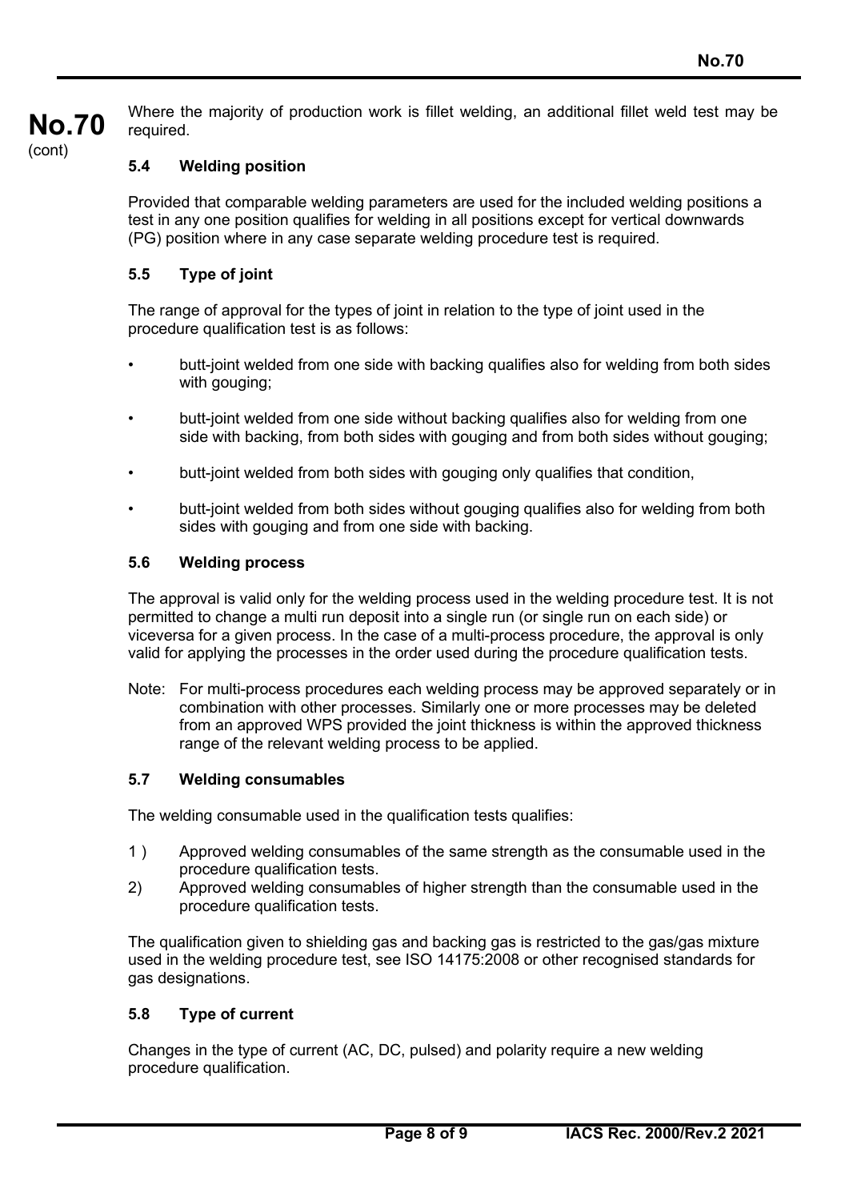Where the majority of production work is fillet welding, an additional fillet weld test may be required.

### 5.4 Welding position

Provided that comparable welding parameters are used for the included welding positions a test in any one position qualifies for welding in all positions except for vertical downwards (PG) position where in any case separate welding procedure test is required.

### 5.5 Type of joint

The range of approval for the types of joint in relation to the type of joint used in the procedure qualification test is as follows:

- butt-joint welded from one side with backing qualifies also for welding from both sides with gouging;
- butt-joint welded from one side without backing qualifies also for welding from one side with backing, from both sides with gouging and from both sides without gouging;
- butt-joint welded from both sides with gouging only qualifies that condition,
- butt-joint welded from both sides without gouging qualifies also for welding from both sides with gouging and from one side with backing.

### 5.6 Welding process

The approval is valid only for the welding process used in the welding procedure test. It is not permitted to change a multi run deposit into a single run (or single run on each side) or viceversa for a given process. In the case of a multi-process procedure, the approval is only valid for applying the processes in the order used during the procedure qualification tests.

Note: For multi-process procedures each welding process may be approved separately or in combination with other processes. Similarly one or more processes may be deleted from an approved WPS provided the joint thickness is within the approved thickness range of the relevant welding process to be applied.

### 5.7 Welding consumables

The welding consumable used in the qualification tests qualifies:

1) Approved welding consumables of the same strength as the consumable used in the procedure qualification tests.
2) Approved welding consumables of higher strength than the consumable used in the procedure qualification tests.

The qualification given to shielding gas and backing gas is restricted to the gas/gas mixture used in the welding procedure test, see ISO 14175:2008 or other recognised standards for gas designations.

### 5.8 Type of current

Changes in the type of current (AC, DC, pulsed) and polarity require a new welding procedure qualification.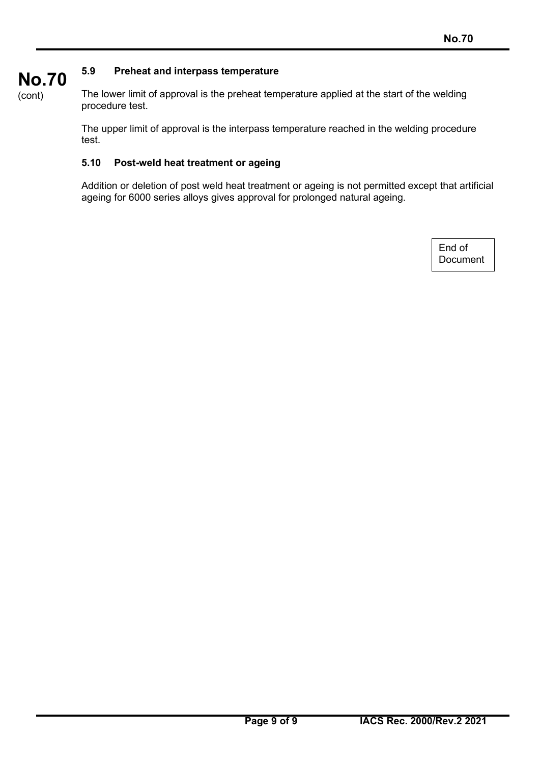### 5.9 Preheat and interpass temperature

The lower limit of approval is the preheat temperature applied at the start of the welding procedure test.

The upper limit of approval is the interpass temperature reached in the welding procedure test.

### 5.10 Post-weld heat treatment or ageing

Addition or deletion of post weld heat treatment or ageing is not permitted except that artificial ageing for 6000 series alloys gives approval for prolonged natural ageing.

End of Document